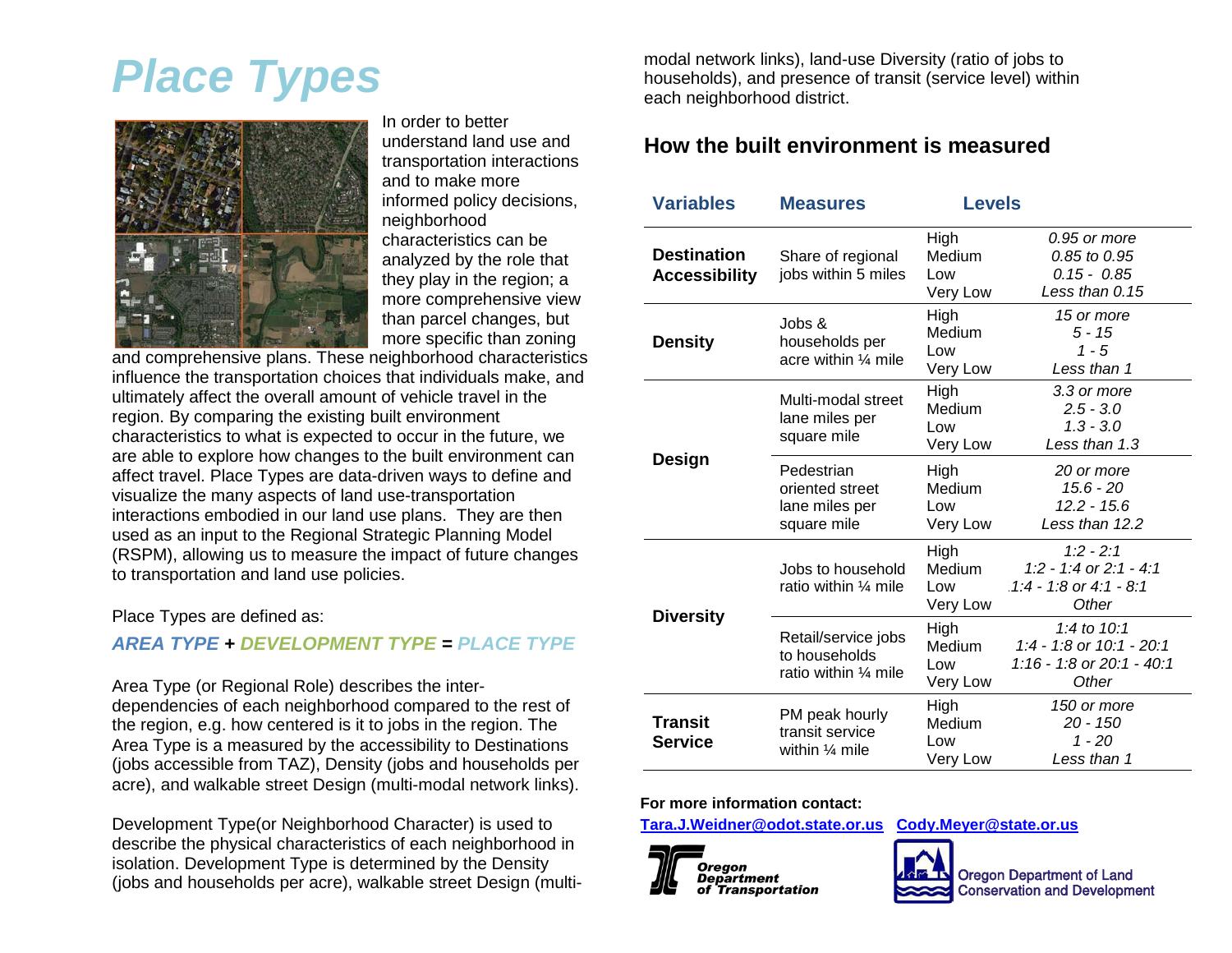# Place Types

In order to better understand land use and transportation interactions and to make more informed policy decisions, neighborhood characteristics can be analyzed by the role that they play in the region; a more comprehensive view than parcel changes, but more specific than zoning and comprehensive plans. These neighborhood characteristics influence the transportation choices that individuals make, and ultimately affect the overall amount of vehicle travel in the region. By comparing the existing built environment characteristics to what is expected to occur in the future, we are able to explore how changes to the built environment can affect travel. Place Types are data-driven ways to define and visualize the many aspects of land use-transportation interactions embodied in our land use plans. They are then used as an input to the Regional Strategic Planning Model (RSPM), allowing us to measure the impact of future changes to transportation and land use policies.

Place Types are defined as:

***AREA TYPE* + *DEVELOPMENT TYPE* = *PLACE TYPE***

Area Type (or Regional Role) describes the inter-dependencies of each neighborhood compared to the rest of the region, e.g. how centered is it to jobs in the region. The Area Type is a measured by the accessibility to Destinations (jobs accessible from TAZ), Density (jobs and households per acre), and walkable street Design (multi-modal network links).

Development Type(or Neighborhood Character) is used to describe the physical characteristics of each neighborhood in isolation. Development Type is determined by the Density (jobs and households per acre), walkable street Design (multi-modal network links), land-use Diversity (ratio of jobs to households), and presence of transit (service level) within each neighborhood district.

## How the built environment is measured

| Variables | Measures | Levels | |
|---|---|---|---|
| **Destination Accessibility** | Share of regional jobs within 5 miles | High | *0.95 or more* |
| | | Medium | *0.85 to 0.95* |
| | | Low | *0.15 - 0.85* |
| | | Very Low | *Less than 0.15* |
| **Density** | Jobs & households per acre within ¼ mile | High | *15 or more* |
| | | Medium | *5 - 15* |
| | | Low | *1 - 5* |
| | | Very Low | *Less than 1* |
| **Design** | Multi-modal street lane miles per square mile | High | *3.3 or more* |
| | | Medium | *2.5 - 3.0* |
| | | Low | *1.3 - 3.0* |
| | | Very Low | *Less than 1.3* |
| | Pedestrian oriented street lane miles per square mile | High | *20 or more* |
| | | Medium | *15.6 - 20* |
| | | Low | *12.2 - 15.6* |
| | | Very Low | *Less than 12.2* |
| **Diversity** | Jobs to household ratio within ¼ mile | High | *1:2 - 2:1* |
| | | Medium | *1:2 - 1:4 or 2:1 - 4:1* |
| | | Low | *1:4 - 1:8 or 4:1 - 8:1* |
| | | Very Low | *Other* |
| | Retail/service jobs to households ratio within ¼ mile | High | *1:4 to 10:1* |
| | | Medium | *1:4 - 1:8 or 10:1 - 20:1* |
| | | Low | *1:16 - 1:8 or 20:1 - 40:1* |
| | | Very Low | *Other* |
| **Transit Service** | PM peak hourly transit service within ¼ mile | High | *150 or more* |
| | | Medium | *20 - 150* |
| | | Low | *1 - 20* |
| | | Very Low | *Less than 1* |

**For more information contact:**

**Tara.J.Weidner@odot.state.or.us** **Cody.Meyer@state.or.us**

Oregon Department of Transportation

Oregon Department of Land Conservation and Development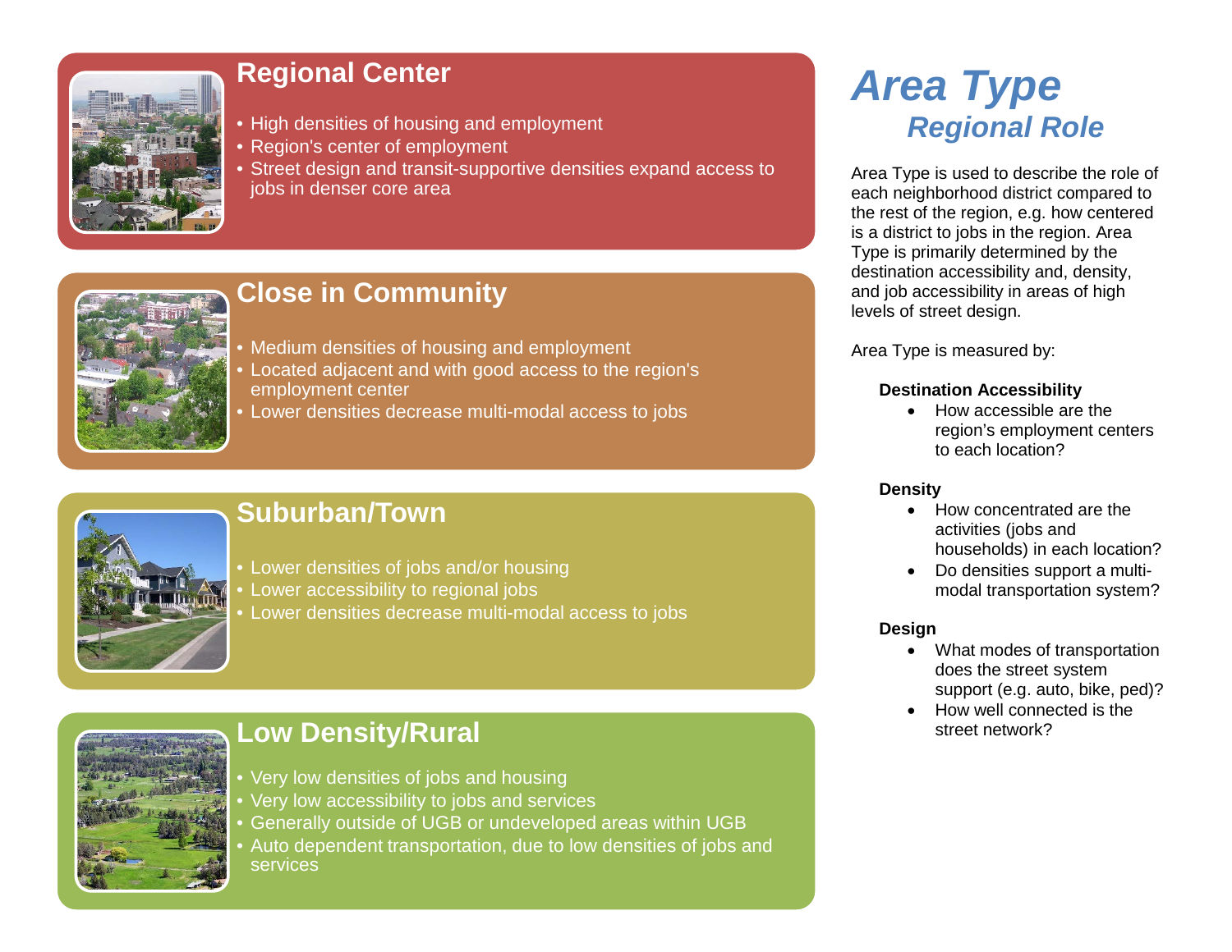## Regional Center

- High densities of housing and employment
- Region's center of employment
- Street design and transit-supportive densities expand access to jobs in denser core area

## Close in Community

- Medium densities of housing and employment
- Located adjacent and with good access to the region's employment center
- Lower densities decrease multi-modal access to jobs

## Suburban/Town

- Lower densities of jobs and/or housing
- Lower accessibility to regional jobs
- Lower densities decrease multi-modal access to jobs

## Low Density/Rural

- Very low densities of jobs and housing
- Very low accessibility to jobs and services
- Generally outside of UGB or undeveloped areas within UGB
- Auto dependent transportation, due to low densities of jobs and services

# *Area Type*

## *Regional Role*

Area Type is used to describe the role of each neighborhood district compared to the rest of the region, e.g. how centered is a district to jobs in the region. Area Type is primarily determined by the destination accessibility and, density, and job accessibility in areas of high levels of street design.

Area Type is measured by:

**Destination Accessibility**

- How accessible are the region's employment centers to each location?

**Density**

- How concentrated are the activities (jobs and households) in each location?
- Do densities support a multi-modal transportation system?

**Design**

- What modes of transportation does the street system support (e.g. auto, bike, ped)?
- How well connected is the street network?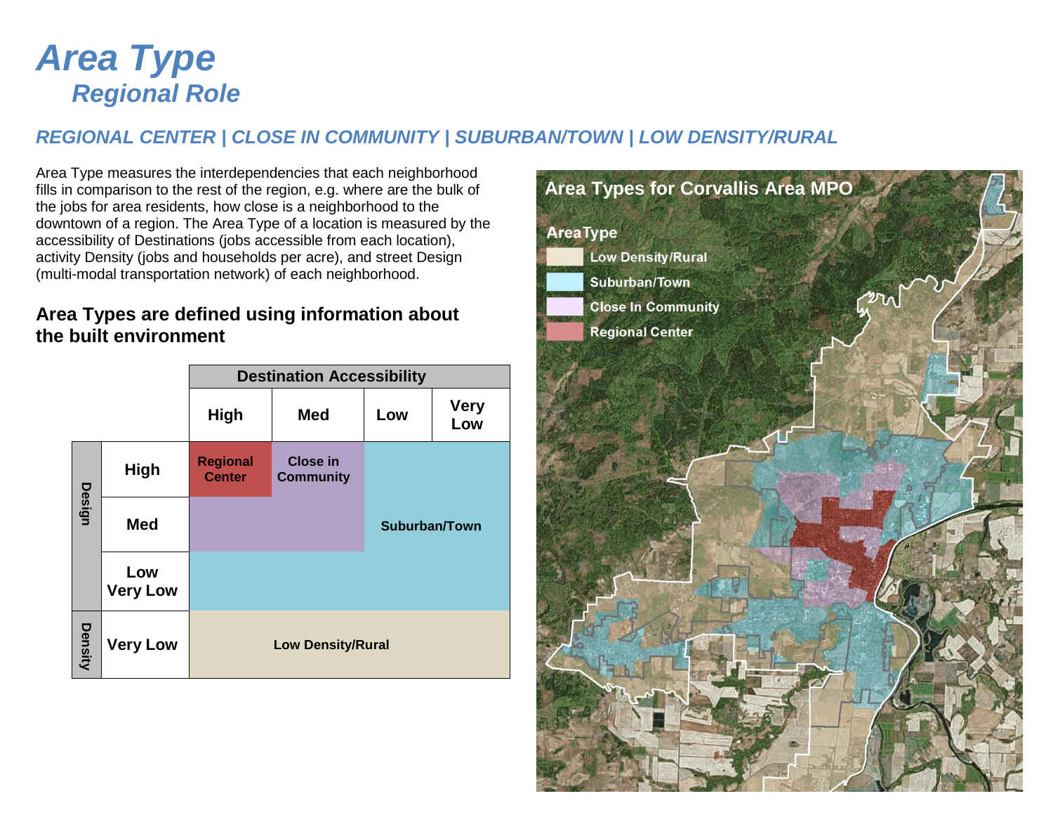# Area Type

## Regional Role

### REGIONAL CENTER | CLOSE IN COMMUNITY | SUBURBAN/TOWN | LOW DENSITY/RURAL

Area Type measures the interdependencies that each neighborhood fills in comparison to the rest of the region, e.g. where are the bulk of the jobs for area residents, how close is a neighborhood to the downtown of a region. The Area Type of a location is measured by the accessibility of Destinations (jobs accessible from each location), activity Density (jobs and households per acre), and street Design (multi-modal transportation network) of each neighborhood.

### Area Types are defined using information about the built environment

| | | Destination Accessibility | | | |
|---|---|---|---|---|---|
| | | High | Med | Low | Very Low |
| Design | High | Regional Center | Close in Community | Suburban/Town | |
| | Med | Close in Community | | Suburban/Town | |
| | Low Very Low | Suburban/Town | | | |
| Density | Very Low | Low Density/Rural | | | |

**Area Types for Corvallis Area MPO**

AreaType

- Low Density/Rural
- Suburban/Town
- Close In Community
- Regional Center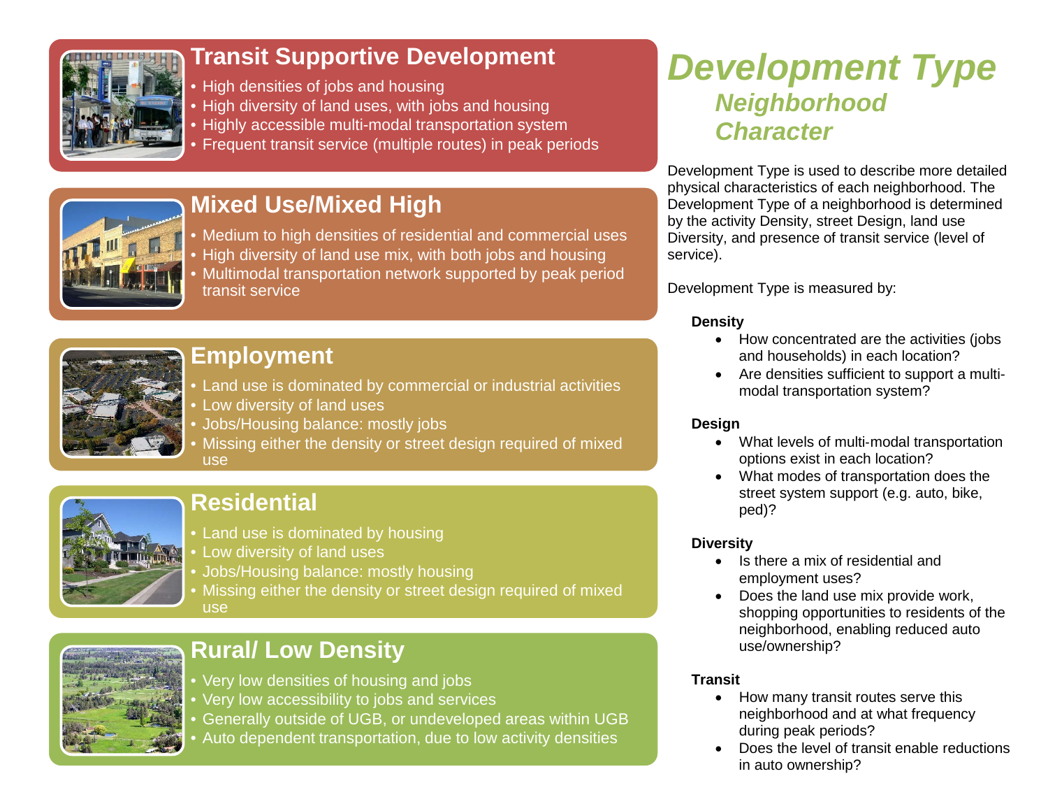# Development Type

## Neighborhood Character

Development Type is used to describe more detailed physical characteristics of each neighborhood. The Development Type of a neighborhood is determined by the activity Density, street Design, land use Diversity, and presence of transit service (level of service).

Development Type is measured by:

**Density**

- How concentrated are the activities (jobs and households) in each location?
- Are densities sufficient to support a multi-modal transportation system?

**Design**

- What levels of multi-modal transportation options exist in each location?
- What modes of transportation does the street system support (e.g. auto, bike, ped)?

**Diversity**

- Is there a mix of residential and employment uses?
- Does the land use mix provide work, shopping opportunities to residents of the neighborhood, enabling reduced auto use/ownership?

**Transit**

- How many transit routes serve this neighborhood and at what frequency during peak periods?
- Does the level of transit enable reductions in auto ownership?

### Transit Supportive Development

- High densities of jobs and housing
- High diversity of land uses, with jobs and housing
- Highly accessible multi-modal transportation system
- Frequent transit service (multiple routes) in peak periods

### Mixed Use/Mixed High

- Medium to high densities of residential and commercial uses
- High diversity of land use mix, with both jobs and housing
- Multimodal transportation network supported by peak period transit service

### Employment

- Land use is dominated by commercial or industrial activities
- Low diversity of land uses
- Jobs/Housing balance: mostly jobs
- Missing either the density or street design required of mixed use

### Residential

- Land use is dominated by housing
- Low diversity of land uses
- Jobs/Housing balance: mostly housing
- Missing either the density or street design required of mixed use

### Rural/ Low Density

- Very low densities of housing and jobs
- Very low accessibility to jobs and services
- Generally outside of UGB, or undeveloped areas within UGB
- Auto dependent transportation, due to low activity densities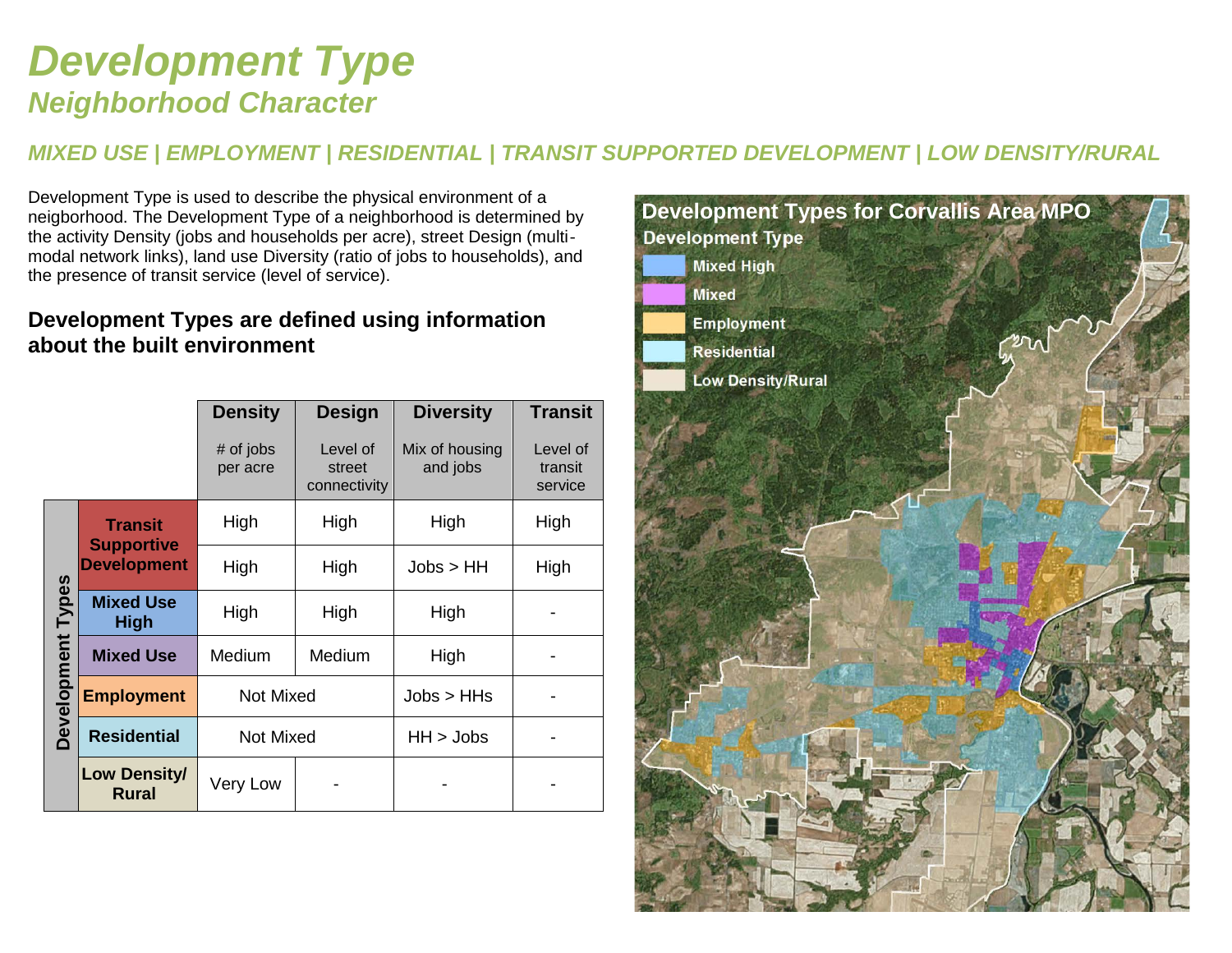# Development Type

## Neighborhood Character

### *MIXED USE | EMPLOYMENT | RESIDENTIAL | TRANSIT SUPPORTED DEVELOPMENT | LOW DENSITY/RURAL*

Development Type is used to describe the physical environment of a neigborhood. The Development Type of a neighborhood is determined by the activity Density (jobs and households per acre), street Design (multi-modal network links), land use Diversity (ratio of jobs to households), and the presence of transit service (level of service).

### Development Types are defined using information about the built environment

| | | Density<br># of jobs per acre | Design<br>Level of street connectivity | Diversity<br>Mix of housing and jobs | Transit<br>Level of transit service |
|---|---|---|---|---|---|
| Development Types | Transit Supportive Development | High | High | High | High |
| | | High | High | Jobs > HH | High |
| | Mixed Use High | High | High | High | - |
| | Mixed Use | Medium | Medium | High | - |
| | Employment | Not Mixed | | Jobs > HHs | - |
| | Residential | Not Mixed | | HH > Jobs | - |
| | Low Density/ Rural | Very Low | - | - | - |

**Development Types for Corvallis Area MPO**

Development Type
- Mixed High
- Mixed
- Employment
- Residential
- Low Density/Rural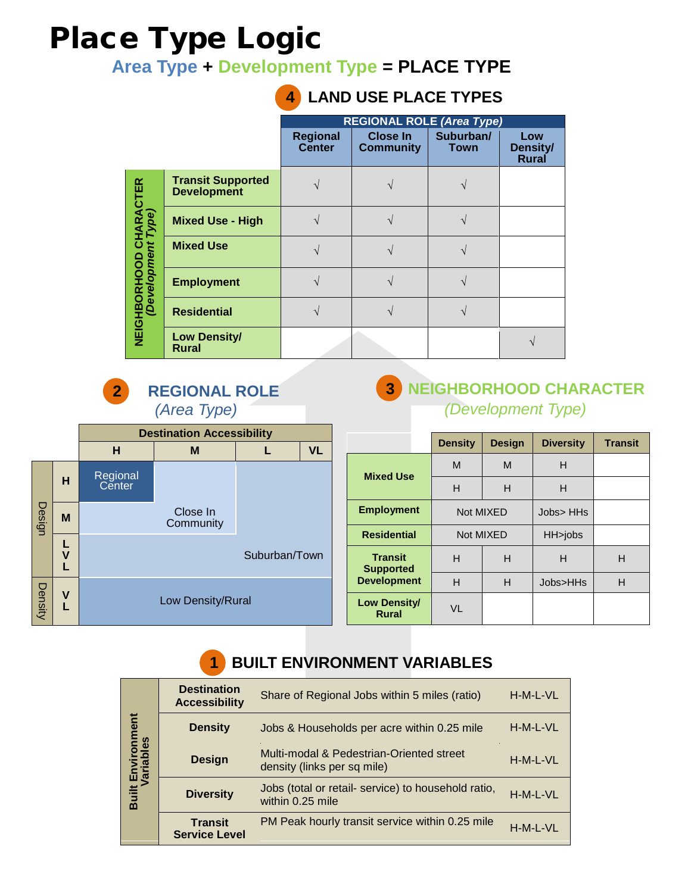# Place Type Logic

**Area Type + Development Type = PLACE TYPE**

## 4 LAND USE PLACE TYPES

| NEIGHBORHOOD CHARACTER *(Development Type)* | REGIONAL ROLE *(Area Type)*: Regional Center | Close In Community | Suburban/ Town | Low Density/ Rural |
|---|---|---|---|---|
| Transit Supported Development | √ | √ | √ | |
| Mixed Use - High | √ | √ | √ | |
| Mixed Use | √ | √ | √ | |
| Employment | √ | √ | √ | |
| Residential | √ | √ | √ | |
| Low Density/ Rural | | | | √ |

## 2 REGIONAL ROLE *(Area Type)*

| Design / Density | Destination Accessibility: H | M | L | VL |
|---|---|---|---|---|
| Design H | Regional Center | Close In Community | Suburban/Town | Suburban/Town |
| Design M | Close In Community | Close In Community | Suburban/Town | Suburban/Town |
| Design L, VL | Suburban/Town | Suburban/Town | Suburban/Town | Suburban/Town |
| Density VL | Low Density/Rural | Low Density/Rural | Low Density/Rural | Low Density/Rural |

## 3 NEIGHBORHOOD CHARACTER *(Development Type)*

| | Density | Design | Diversity | Transit |
|---|---|---|---|---|
| Mixed Use | M | M | H | |
| | H | H | H | |
| Employment | Not MIXED | | Jobs> HHs | |
| Residential | Not MIXED | | HH>jobs | |
| Transit Supported Development | H | H | H | H |
| | H | H | Jobs>HHs | H |
| Low Density/ Rural | VL | | | |

## 1 BUILT ENVIRONMENT VARIABLES

| Built Environment Variables | Description | Scale |
|---|---|---|
| Destination Accessibility | Share of Regional Jobs within 5 miles (ratio) | H-M-L-VL |
| Density | Jobs & Households per acre within 0.25 mile | H-M-L-VL |
| Design | Multi-modal & Pedestrian-Oriented street density (links per sq mile) | H-M-L-VL |
| Diversity | Jobs (total or retail- service) to household ratio, within 0.25 mile | H-M-L-VL |
| Transit Service Level | PM Peak hourly transit service within 0.25 mile | H-M-L-VL |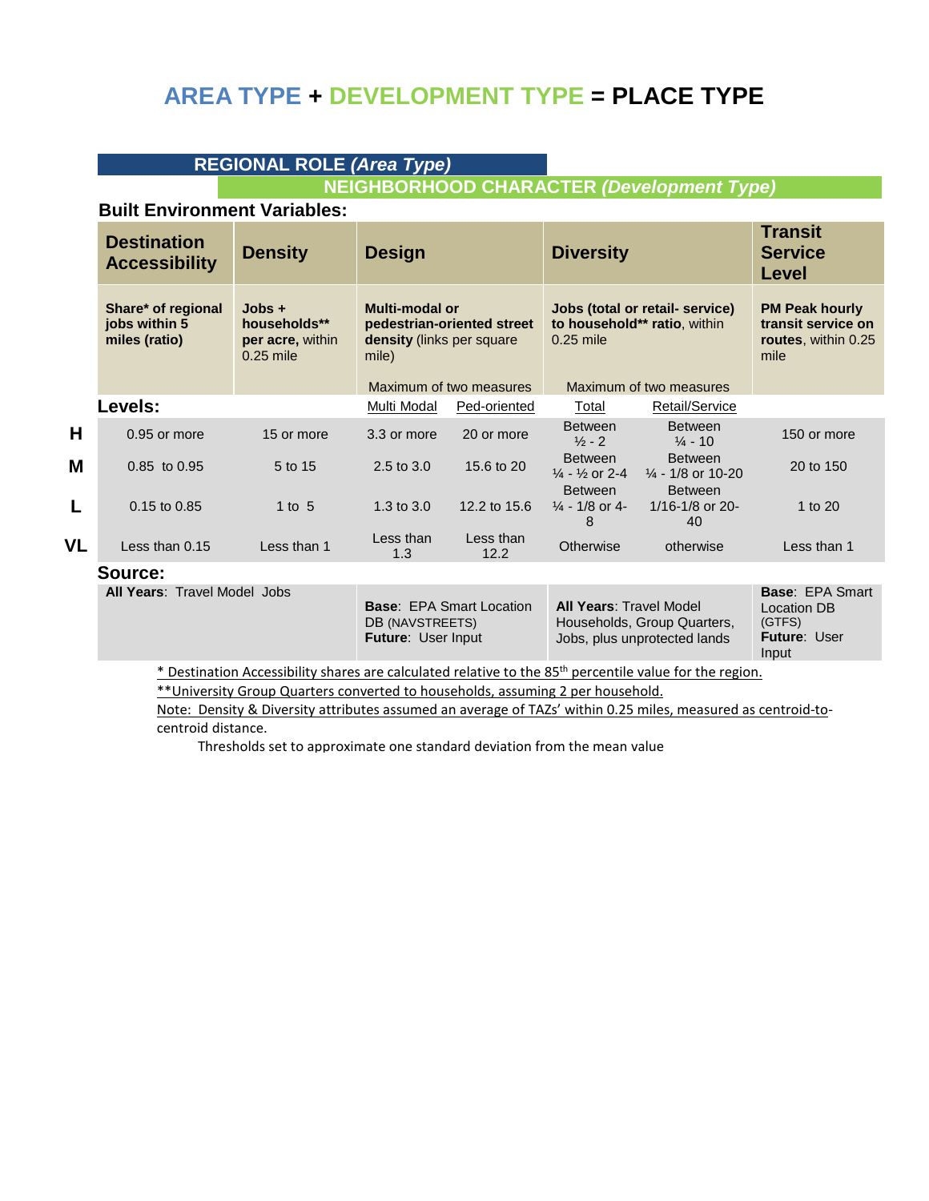# AREA TYPE + DEVELOPMENT TYPE = PLACE TYPE

**REGIONAL ROLE *(Area Type)***

**NEIGHBORHOOD CHARACTER *(Development Type)***

**Built Environment Variables:**

| | Destination Accessibility | Density | Design | | Diversity | | Transit Service Level |
|---|---|---|---|---|---|---|---|
| | **Share* of regional jobs within 5 miles (ratio)** | **Jobs + households** per acre,** within 0.25 mile | **Multi-modal or pedestrian-oriented street density** (links per square mile)<br><br>Maximum of two measures | | **Jobs (total or retail- service) to household** ratio**, within 0.25 mile<br><br>Maximum of two measures | | **PM Peak hourly transit service on routes**, within 0.25 mile |
| **Levels:** | | | Multi Modal | Ped-oriented | Total | Retail/Service | |
| **H** | 0.95 or more | 15 or more | 3.3 or more | 20 or more | Between ½ - 2 | Between ¼ - 10 | 150 or more |
| **M** | 0.85 to 0.95 | 5 to 15 | 2.5 to 3.0 | 15.6 to 20 | Between ¼ - ½ or 2-4 | Between ¼ - 1/8 or 10-20 | 20 to 150 |
| **L** | 0.15 to 0.85 | 1 to 5 | 1.3 to 3.0 | 12.2 to 15.6 | Between ¼ - 1/8 or 4-8 | Between 1/16-1/8 or 20-40 | 1 to 20 |
| **VL** | Less than 0.15 | Less than 1 | Less than 1.3 | Less than 12.2 | Otherwise | otherwise | Less than 1 |
| **Source:** | **All Years**: Travel Model Jobs | | **Base**: EPA Smart Location DB (NAVSTREETS)<br>**Future**: User Input | | **All Years**: Travel Model Households, Group Quarters, Jobs, plus unprotected lands | | **Base**: EPA Smart Location DB (GTFS)<br>**Future**: User Input |

\* Destination Accessibility shares are calculated relative to the 85th percentile value for the region.

**University Group Quarters converted to households, assuming 2 per household.

Note: Density & Diversity attributes assumed an average of TAZs' within 0.25 miles, measured as centroid-to-centroid distance.

Thresholds set to approximate one standard deviation from the mean value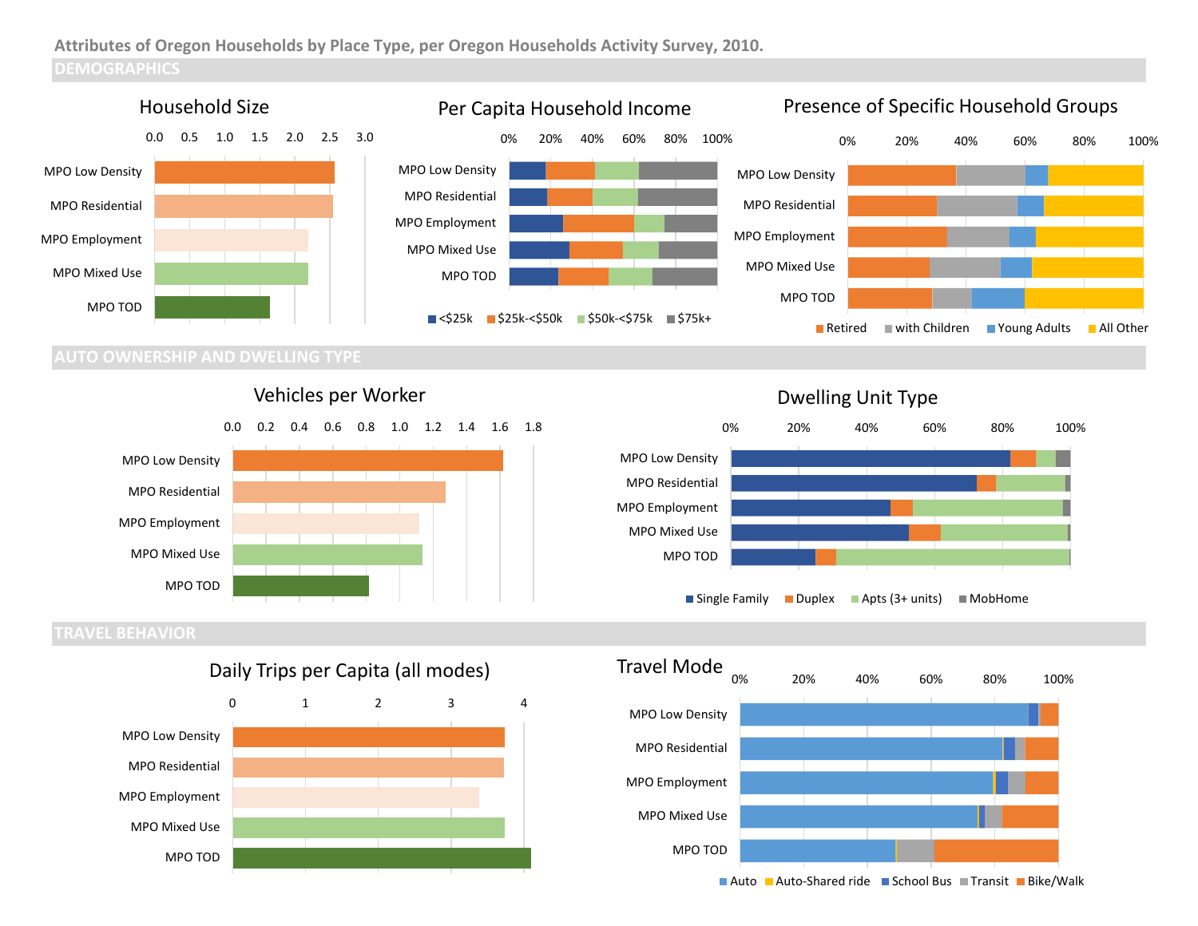Attributes of Oregon Households by Place Type, per Oregon Households Activity Survey, 2010.

## DEMOGRAPHICS

### Household Size

0.0 0.5 1.0 1.5 2.0 2.5 3.0

MPO Low Density
MPO Residential
MPO Employment
MPO Mixed Use
MPO TOD

### Per Capita Household Income

0% 20% 40% 60% 80% 100%

MPO Low Density
MPO Residential
MPO Employment
MPO Mixed Use
MPO TOD

<$25k  $25k-<$50k  $50k-<$75k  $75k+

### Presence of Specific Household Groups

0% 20% 40% 60% 80% 100%

MPO Low Density
MPO Residential
MPO Employment
MPO Mixed Use
MPO TOD

Retired  with Children  Young Adults  All Other

## AUTO OWNERSHIP AND DWELLING TYPE

### Vehicles per Worker

0.0 0.2 0.4 0.6 0.8 1.0 1.2 1.4 1.6 1.8

MPO Low Density
MPO Residential
MPO Employment
MPO Mixed Use
MPO TOD

### Dwelling Unit Type

0% 20% 40% 60% 80% 100%

MPO Low Density
MPO Residential
MPO Employment
MPO Mixed Use
MPO TOD

Single Family  Duplex  Apts (3+ units)  MobHome

## TRAVEL BEHAVIOR

### Daily Trips per Capita (all modes)

0 1 2 3 4

MPO Low Density
MPO Residential
MPO Employment
MPO Mixed Use
MPO TOD

### Travel Mode

0% 20% 40% 60% 80% 100%

MPO Low Density
MPO Residential
MPO Employment
MPO Mixed Use
MPO TOD

Auto  Auto-Shared ride  School Bus  Transit  Bike/Walk